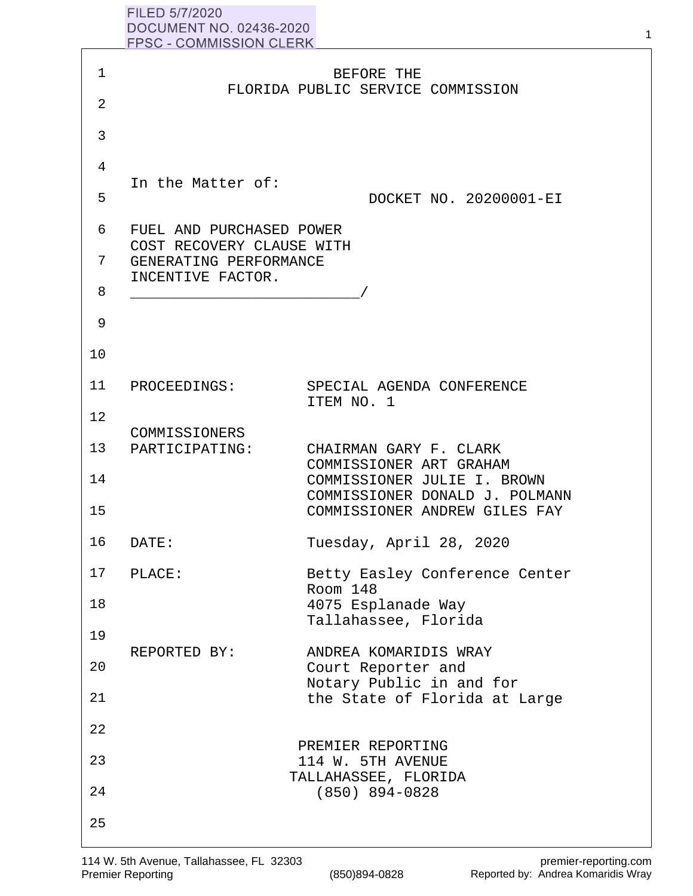FILED 5/7/2020
DOCUMENT NO. 02436-2020
FPSC - COMMISSION CLERK

BEFORE THE
FLORIDA PUBLIC SERVICE COMMISSION

In the Matter of:

DOCKET NO. 20200001-EI

FUEL AND PURCHASED POWER COST RECOVERY CLAUSE WITH GENERATING PERFORMANCE INCENTIVE FACTOR.
_________________________/

PROCEEDINGS: SPECIAL AGENDA CONFERENCE ITEM NO. 1

COMMISSIONERS PARTICIPATING:
CHAIRMAN GARY F. CLARK
COMMISSIONER ART GRAHAM
COMMISSIONER JULIE I. BROWN
COMMISSIONER DONALD J. POLMANN
COMMISSIONER ANDREW GILES FAY

DATE: Tuesday, April 28, 2020

PLACE: Betty Easley Conference Center
Room 148
4075 Esplanade Way
Tallahassee, Florida

REPORTED BY: ANDREA KOMARIDIS WRAY
Court Reporter and
Notary Public in and for
the State of Florida at Large

PREMIER REPORTING
114 W. 5TH AVENUE
TALLAHASSEE, FLORIDA
(850) 894-0828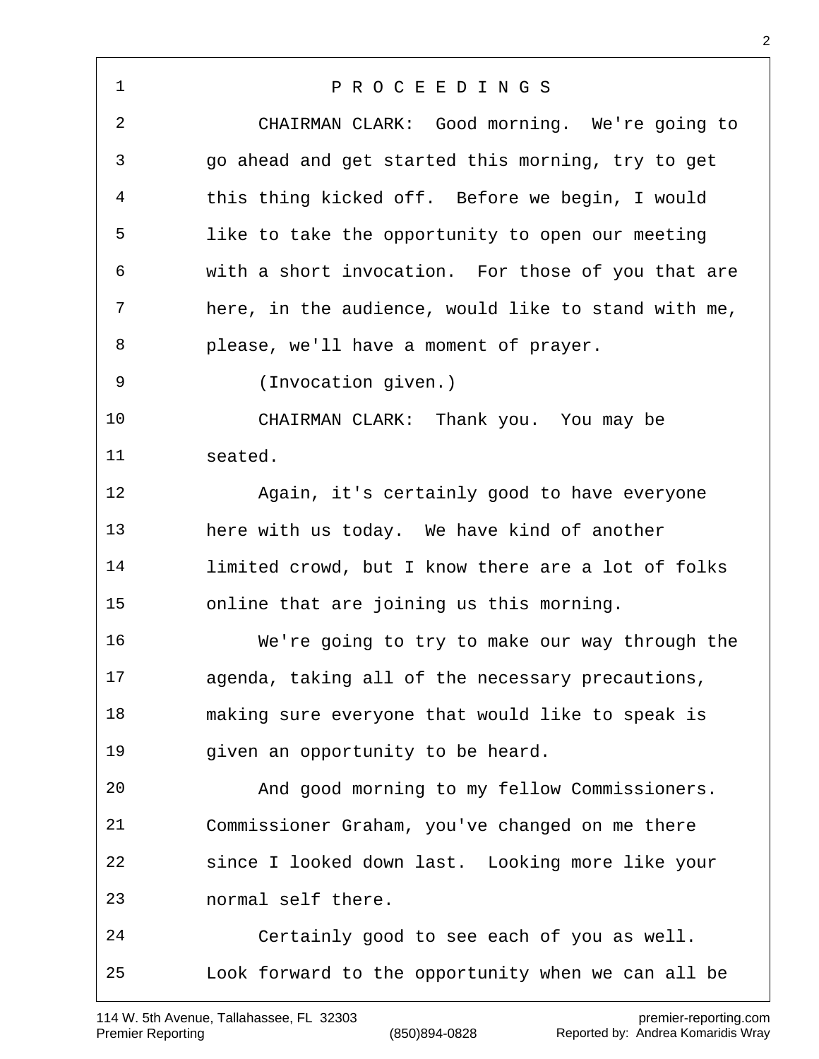# P R O C E E D I N G S

CHAIRMAN CLARK: Good morning. We're going to go ahead and get started this morning, try to get this thing kicked off. Before we begin, I would like to take the opportunity to open our meeting with a short invocation. For those of you that are here, in the audience, would like to stand with me, please, we'll have a moment of prayer.

(Invocation given.)

CHAIRMAN CLARK: Thank you. You may be seated.

Again, it's certainly good to have everyone here with us today. We have kind of another limited crowd, but I know there are a lot of folks online that are joining us this morning.

We're going to try to make our way through the agenda, taking all of the necessary precautions, making sure everyone that would like to speak is given an opportunity to be heard.

And good morning to my fellow Commissioners. Commissioner Graham, you've changed on me there since I looked down last. Looking more like your normal self there.

Certainly good to see each of you as well. Look forward to the opportunity when we can all be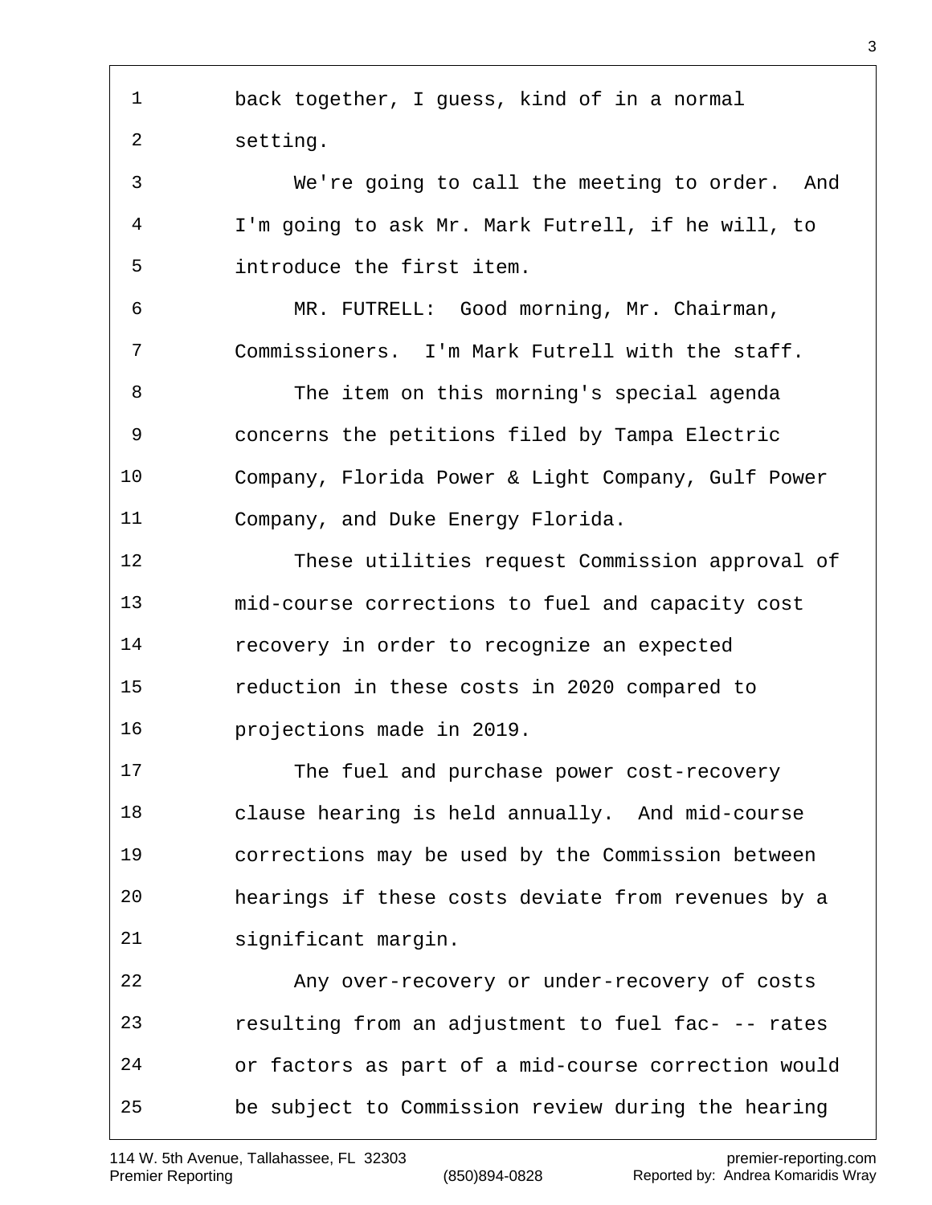back together, I guess, kind of in a normal setting.

We're going to call the meeting to order. And I'm going to ask Mr. Mark Futrell, if he will, to introduce the first item.

MR. FUTRELL: Good morning, Mr. Chairman, Commissioners. I'm Mark Futrell with the staff.

The item on this morning's special agenda concerns the petitions filed by Tampa Electric Company, Florida Power & Light Company, Gulf Power Company, and Duke Energy Florida.

These utilities request Commission approval of mid-course corrections to fuel and capacity cost recovery in order to recognize an expected reduction in these costs in 2020 compared to projections made in 2019.

The fuel and purchase power cost-recovery clause hearing is held annually. And mid-course corrections may be used by the Commission between hearings if these costs deviate from revenues by a significant margin.

Any over-recovery or under-recovery of costs resulting from an adjustment to fuel fac- -- rates or factors as part of a mid-course correction would be subject to Commission review during the hearing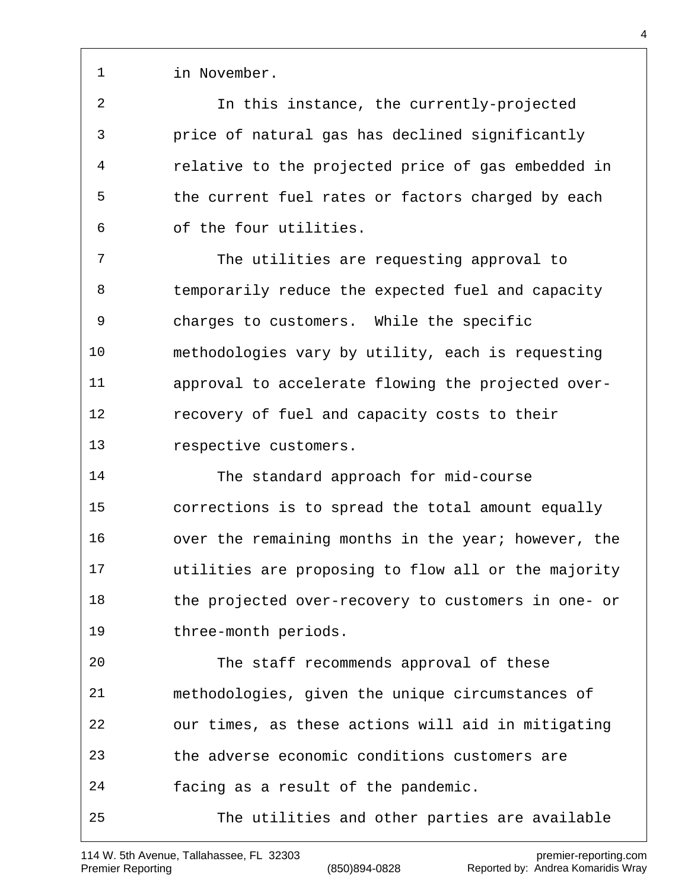in November.

In this instance, the currently-projected price of natural gas has declined significantly relative to the projected price of gas embedded in the current fuel rates or factors charged by each of the four utilities.

The utilities are requesting approval to temporarily reduce the expected fuel and capacity charges to customers. While the specific methodologies vary by utility, each is requesting approval to accelerate flowing the projected over-recovery of fuel and capacity costs to their respective customers.

The standard approach for mid-course corrections is to spread the total amount equally over the remaining months in the year; however, the utilities are proposing to flow all or the majority the projected over-recovery to customers in one- or three-month periods.

The staff recommends approval of these methodologies, given the unique circumstances of our times, as these actions will aid in mitigating the adverse economic conditions customers are facing as a result of the pandemic.

The utilities and other parties are available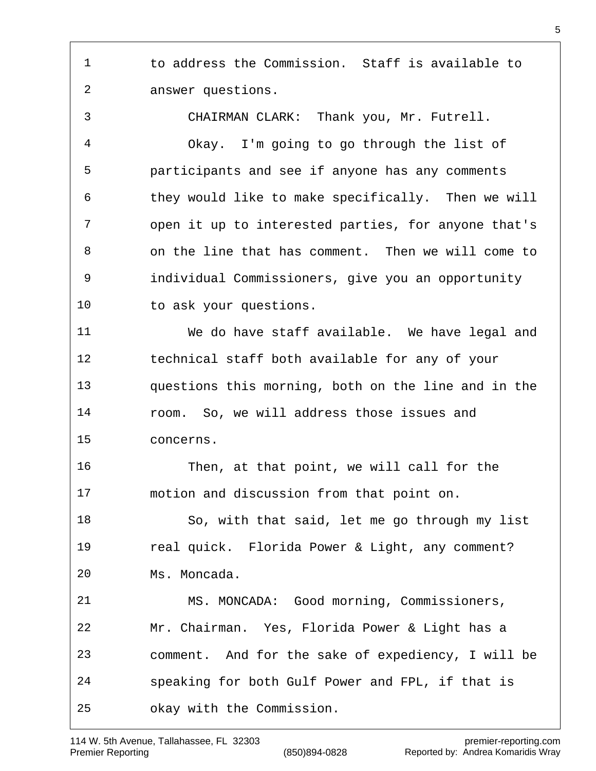to address the Commission. Staff is available to answer questions.

CHAIRMAN CLARK: Thank you, Mr. Futrell.

Okay. I'm going to go through the list of participants and see if anyone has any comments they would like to make specifically. Then we will open it up to interested parties, for anyone that's on the line that has comment. Then we will come to individual Commissioners, give you an opportunity to ask your questions.

We do have staff available. We have legal and technical staff both available for any of your questions this morning, both on the line and in the room. So, we will address those issues and concerns.

Then, at that point, we will call for the motion and discussion from that point on.

So, with that said, let me go through my list real quick. Florida Power & Light, any comment? Ms. Moncada.

MS. MONCADA: Good morning, Commissioners, Mr. Chairman. Yes, Florida Power & Light has a comment. And for the sake of expediency, I will be speaking for both Gulf Power and FPL, if that is okay with the Commission.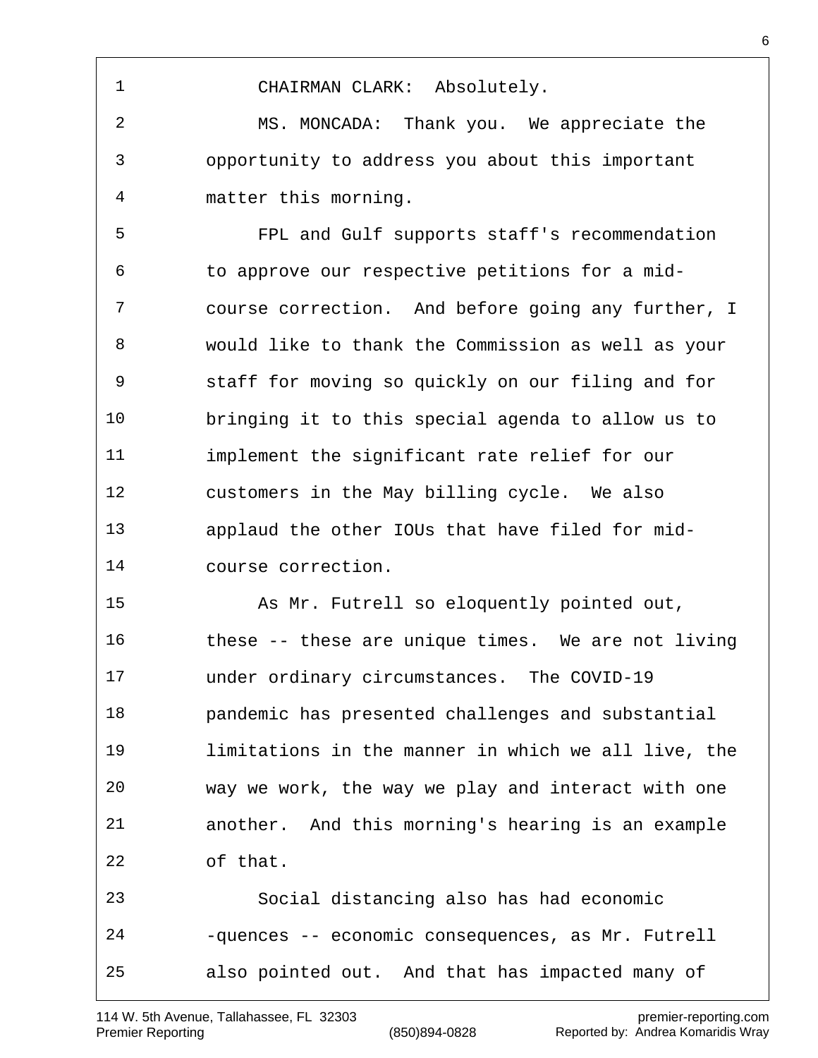CHAIRMAN CLARK: Absolutely.

MS. MONCADA: Thank you. We appreciate the opportunity to address you about this important matter this morning.

FPL and Gulf supports staff's recommendation to approve our respective petitions for a mid-course correction. And before going any further, I would like to thank the Commission as well as your staff for moving so quickly on our filing and for bringing it to this special agenda to allow us to implement the significant rate relief for our customers in the May billing cycle. We also applaud the other IOUs that have filed for mid-course correction.

As Mr. Futrell so eloquently pointed out, these -- these are unique times. We are not living under ordinary circumstances. The COVID-19 pandemic has presented challenges and substantial limitations in the manner in which we all live, the way we work, the way we play and interact with one another. And this morning's hearing is an example of that.

Social distancing also has had economic -quences -- economic consequences, as Mr. Futrell also pointed out. And that has impacted many of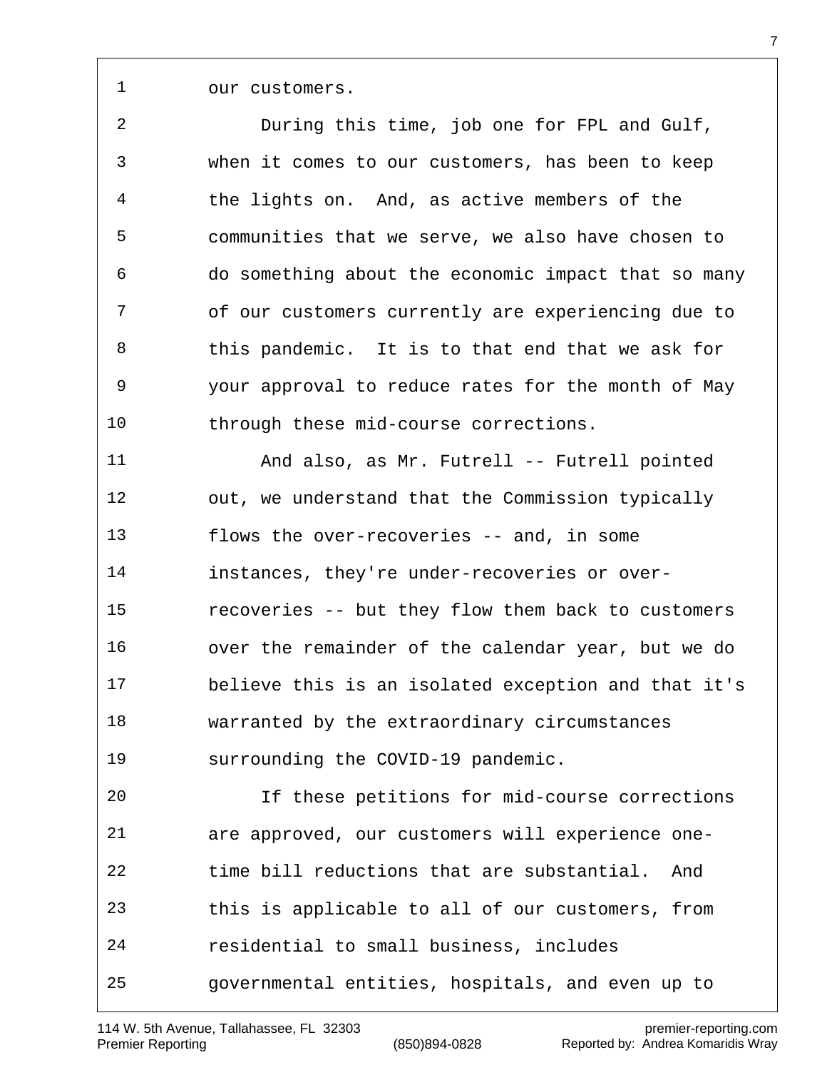our customers.

During this time, job one for FPL and Gulf, when it comes to our customers, has been to keep the lights on. And, as active members of the communities that we serve, we also have chosen to do something about the economic impact that so many of our customers currently are experiencing due to this pandemic. It is to that end that we ask for your approval to reduce rates for the month of May through these mid-course corrections.

And also, as Mr. Futrell -- Futrell pointed out, we understand that the Commission typically flows the over-recoveries -- and, in some instances, they're under-recoveries or over-recoveries -- but they flow them back to customers over the remainder of the calendar year, but we do believe this is an isolated exception and that it's warranted by the extraordinary circumstances surrounding the COVID-19 pandemic.

If these petitions for mid-course corrections are approved, our customers will experience one-time bill reductions that are substantial. And this is applicable to all of our customers, from residential to small business, includes governmental entities, hospitals, and even up to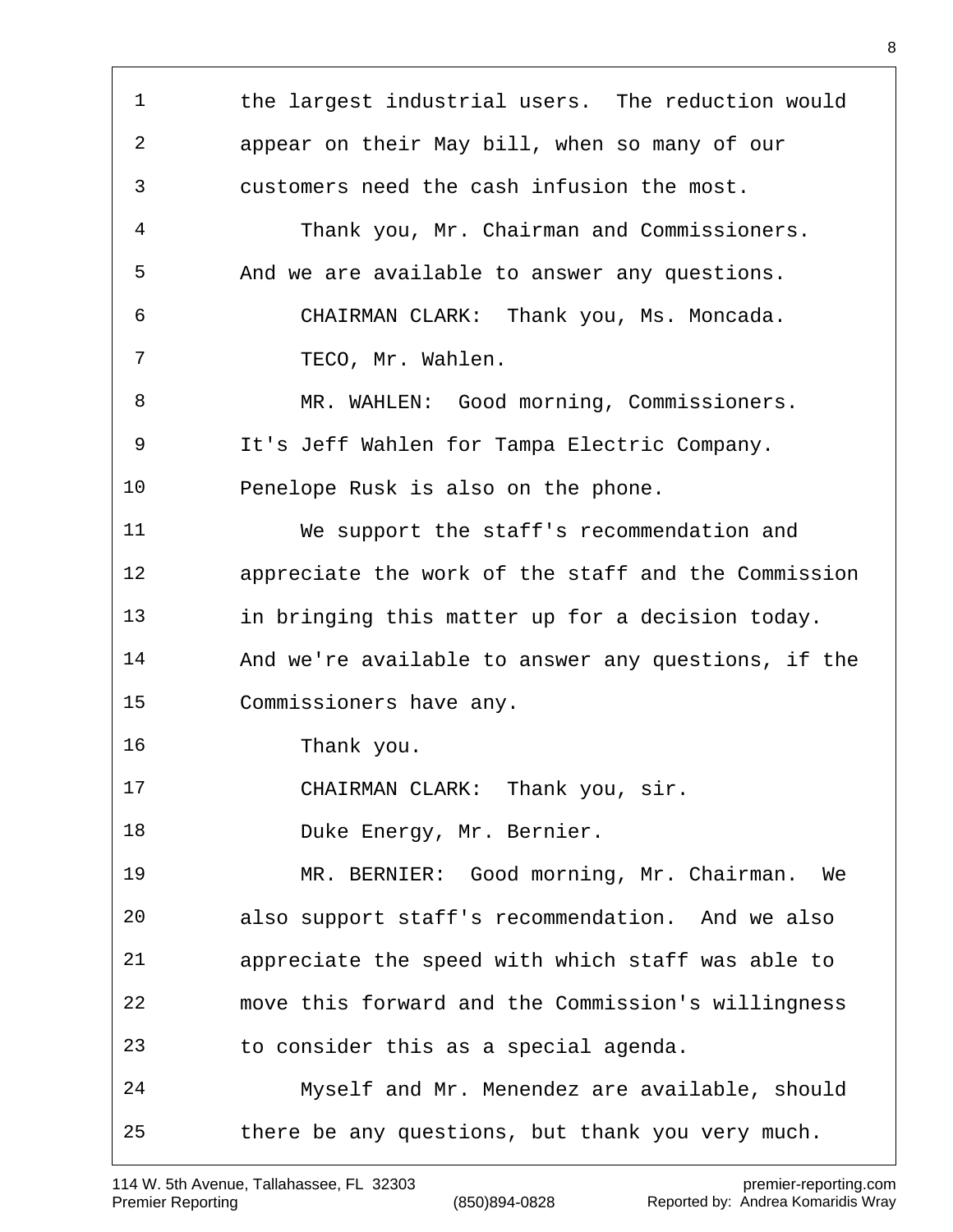the largest industrial users. The reduction would appear on their May bill, when so many of our customers need the cash infusion the most.

Thank you, Mr. Chairman and Commissioners. And we are available to answer any questions.

CHAIRMAN CLARK: Thank you, Ms. Moncada.

TECO, Mr. Wahlen.

MR. WAHLEN: Good morning, Commissioners. It's Jeff Wahlen for Tampa Electric Company. Penelope Rusk is also on the phone.

We support the staff's recommendation and appreciate the work of the staff and the Commission in bringing this matter up for a decision today. And we're available to answer any questions, if the Commissioners have any.

Thank you.

CHAIRMAN CLARK: Thank you, sir.

Duke Energy, Mr. Bernier.

MR. BERNIER: Good morning, Mr. Chairman. We also support staff's recommendation. And we also appreciate the speed with which staff was able to move this forward and the Commission's willingness to consider this as a special agenda.

Myself and Mr. Menendez are available, should there be any questions, but thank you very much.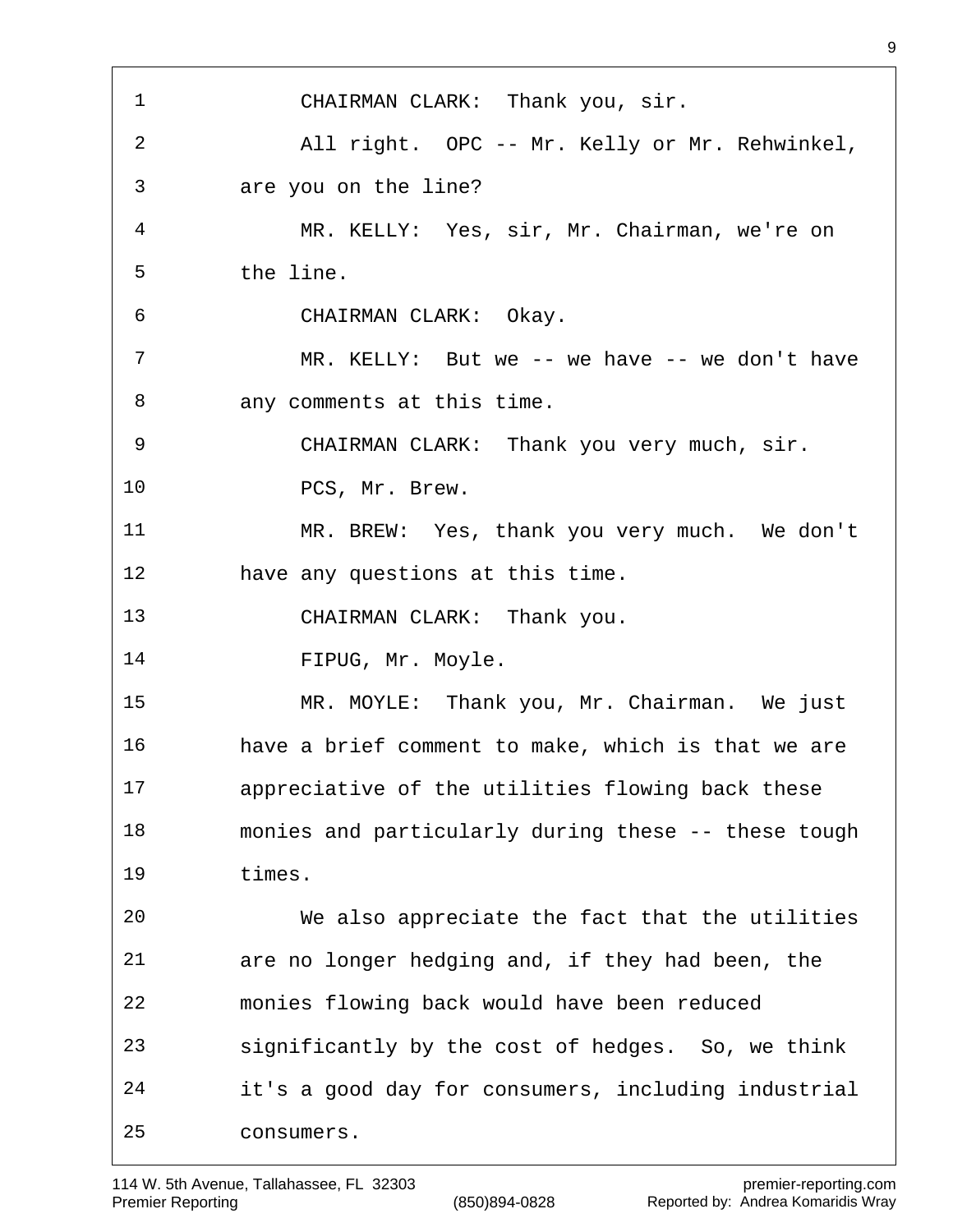CHAIRMAN CLARK: Thank you, sir.

All right. OPC -- Mr. Kelly or Mr. Rehwinkel, are you on the line?

MR. KELLY: Yes, sir, Mr. Chairman, we're on the line.

CHAIRMAN CLARK: Okay.

MR. KELLY: But we -- we have -- we don't have any comments at this time.

CHAIRMAN CLARK: Thank you very much, sir.

PCS, Mr. Brew.

MR. BREW: Yes, thank you very much. We don't have any questions at this time.

CHAIRMAN CLARK: Thank you.

FIPUG, Mr. Moyle.

MR. MOYLE: Thank you, Mr. Chairman. We just have a brief comment to make, which is that we are appreciative of the utilities flowing back these monies and particularly during these -- these tough times.

We also appreciate the fact that the utilities are no longer hedging and, if they had been, the monies flowing back would have been reduced significantly by the cost of hedges. So, we think it's a good day for consumers, including industrial consumers.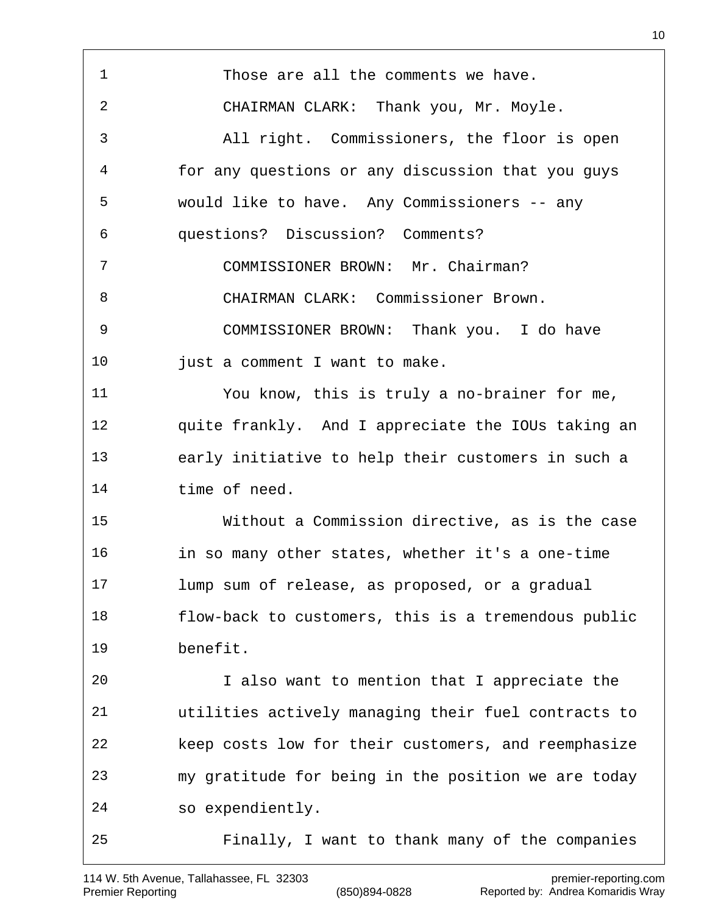Those are all the comments we have.

CHAIRMAN CLARK: Thank you, Mr. Moyle.

All right. Commissioners, the floor is open for any questions or any discussion that you guys would like to have. Any Commissioners -- any questions? Discussion? Comments?

COMMISSIONER BROWN: Mr. Chairman?

CHAIRMAN CLARK: Commissioner Brown.

COMMISSIONER BROWN: Thank you. I do have just a comment I want to make.

You know, this is truly a no-brainer for me, quite frankly. And I appreciate the IOUs taking an early initiative to help their customers in such a time of need.

Without a Commission directive, as is the case in so many other states, whether it's a one-time lump sum of release, as proposed, or a gradual flow-back to customers, this is a tremendous public benefit.

I also want to mention that I appreciate the utilities actively managing their fuel contracts to keep costs low for their customers, and reemphasize my gratitude for being in the position we are today so expendiently.

Finally, I want to thank many of the companies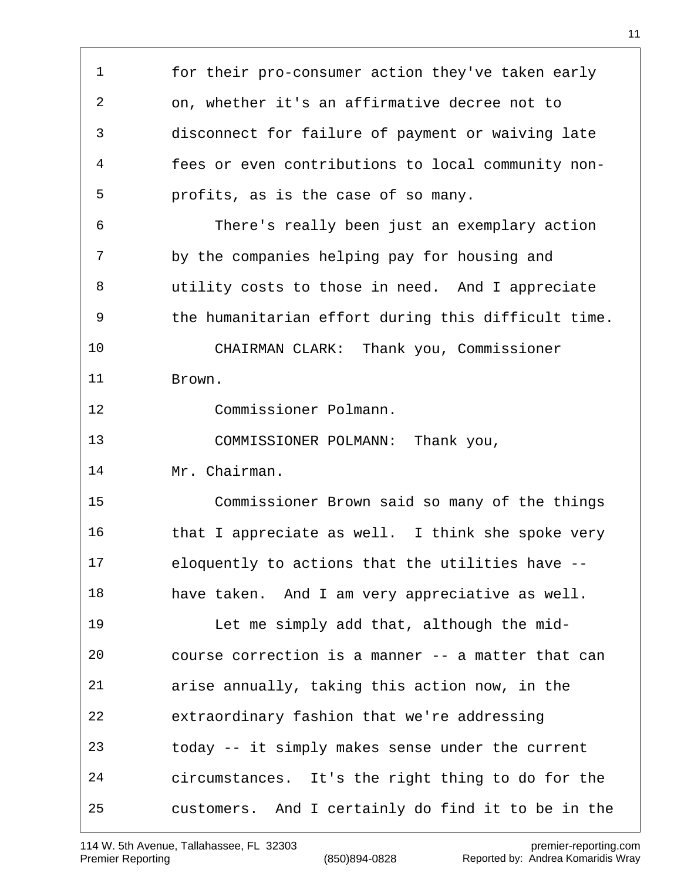for their pro-consumer action they've taken early on, whether it's an affirmative decree not to disconnect for failure of payment or waiving late fees or even contributions to local community non-profits, as is the case of so many.

There's really been just an exemplary action by the companies helping pay for housing and utility costs to those in need. And I appreciate the humanitarian effort during this difficult time.

CHAIRMAN CLARK: Thank you, Commissioner Brown.

Commissioner Polmann.

COMMISSIONER POLMANN: Thank you, Mr. Chairman.

Commissioner Brown said so many of the things that I appreciate as well. I think she spoke very eloquently to actions that the utilities have -- have taken. And I am very appreciative as well.

Let me simply add that, although the mid-course correction is a manner -- a matter that can arise annually, taking this action now, in the extraordinary fashion that we're addressing today -- it simply makes sense under the current circumstances. It's the right thing to do for the customers. And I certainly do find it to be in the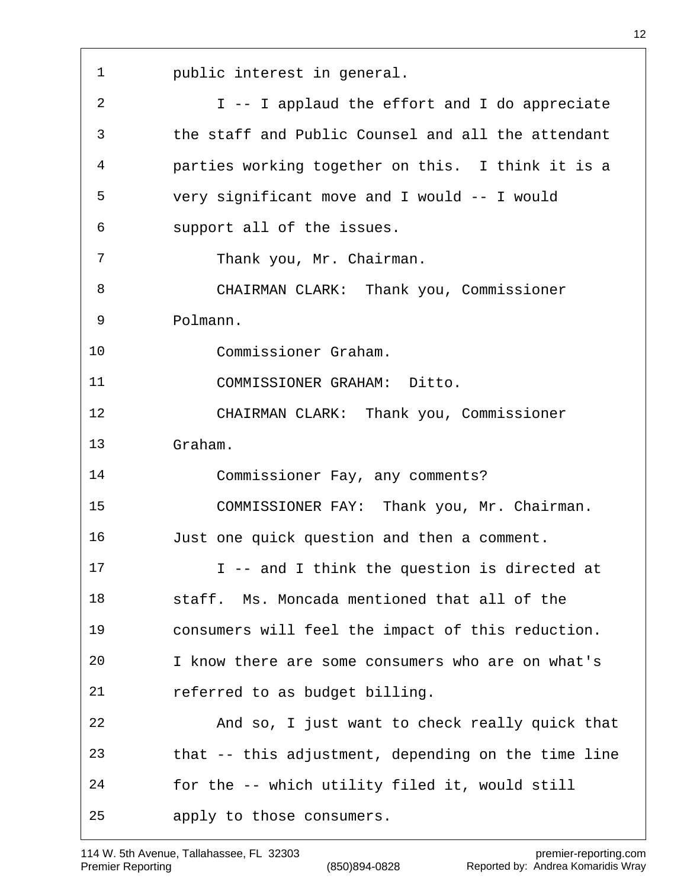public interest in general.

I -- I applaud the effort and I do appreciate the staff and Public Counsel and all the attendant parties working together on this. I think it is a very significant move and I would -- I would support all of the issues.

Thank you, Mr. Chairman.

CHAIRMAN CLARK: Thank you, Commissioner Polmann.

Commissioner Graham.

COMMISSIONER GRAHAM: Ditto.

CHAIRMAN CLARK: Thank you, Commissioner Graham.

Commissioner Fay, any comments?

COMMISSIONER FAY: Thank you, Mr. Chairman. Just one quick question and then a comment.

I -- and I think the question is directed at staff. Ms. Moncada mentioned that all of the consumers will feel the impact of this reduction. I know there are some consumers who are on what's referred to as budget billing.

And so, I just want to check really quick that that -- this adjustment, depending on the time line for the -- which utility filed it, would still apply to those consumers.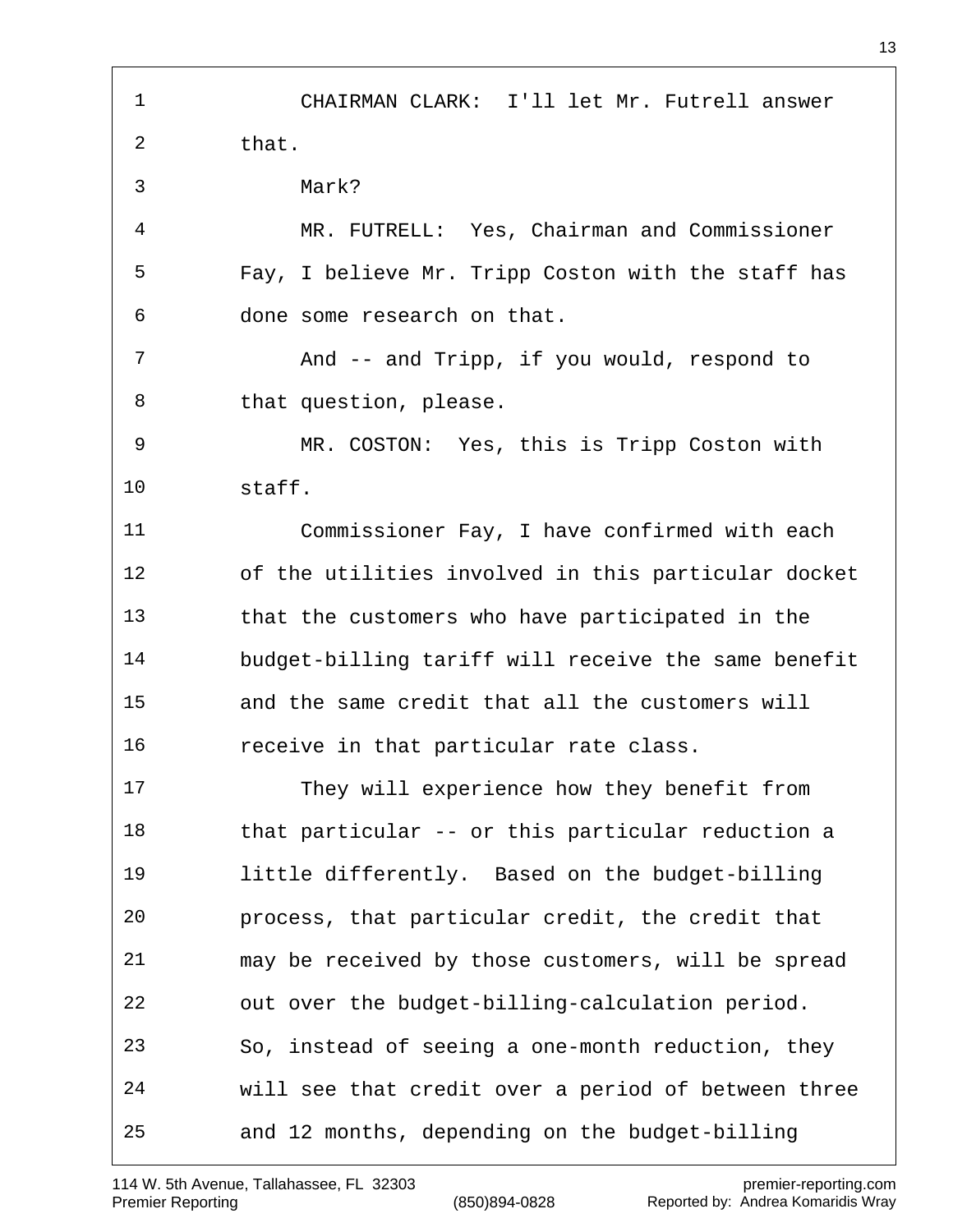CHAIRMAN CLARK: I'll let Mr. Futrell answer that.

Mark?

MR. FUTRELL: Yes, Chairman and Commissioner Fay, I believe Mr. Tripp Coston with the staff has done some research on that.

And -- and Tripp, if you would, respond to that question, please.

MR. COSTON: Yes, this is Tripp Coston with staff.

Commissioner Fay, I have confirmed with each of the utilities involved in this particular docket that the customers who have participated in the budget-billing tariff will receive the same benefit and the same credit that all the customers will receive in that particular rate class.

They will experience how they benefit from that particular -- or this particular reduction a little differently. Based on the budget-billing process, that particular credit, the credit that may be received by those customers, will be spread out over the budget-billing-calculation period. So, instead of seeing a one-month reduction, they will see that credit over a period of between three and 12 months, depending on the budget-billing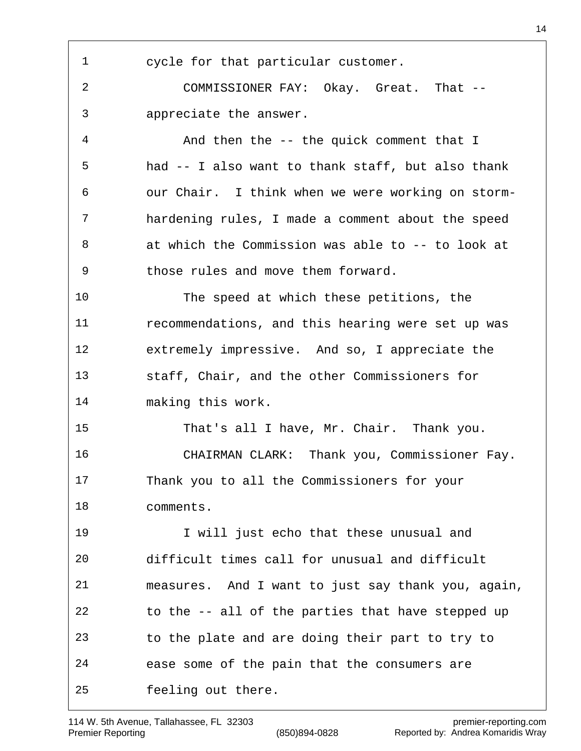cycle for that particular customer.

COMMISSIONER FAY: Okay. Great. That -- appreciate the answer.

And then the -- the quick comment that I had -- I also want to thank staff, but also thank our Chair. I think when we were working on storm-hardening rules, I made a comment about the speed at which the Commission was able to -- to look at those rules and move them forward.

The speed at which these petitions, the recommendations, and this hearing were set up was extremely impressive. And so, I appreciate the staff, Chair, and the other Commissioners for making this work.

That's all I have, Mr. Chair. Thank you.

CHAIRMAN CLARK: Thank you, Commissioner Fay. Thank you to all the Commissioners for your comments.

I will just echo that these unusual and difficult times call for unusual and difficult measures. And I want to just say thank you, again, to the -- all of the parties that have stepped up to the plate and are doing their part to try to ease some of the pain that the consumers are feeling out there.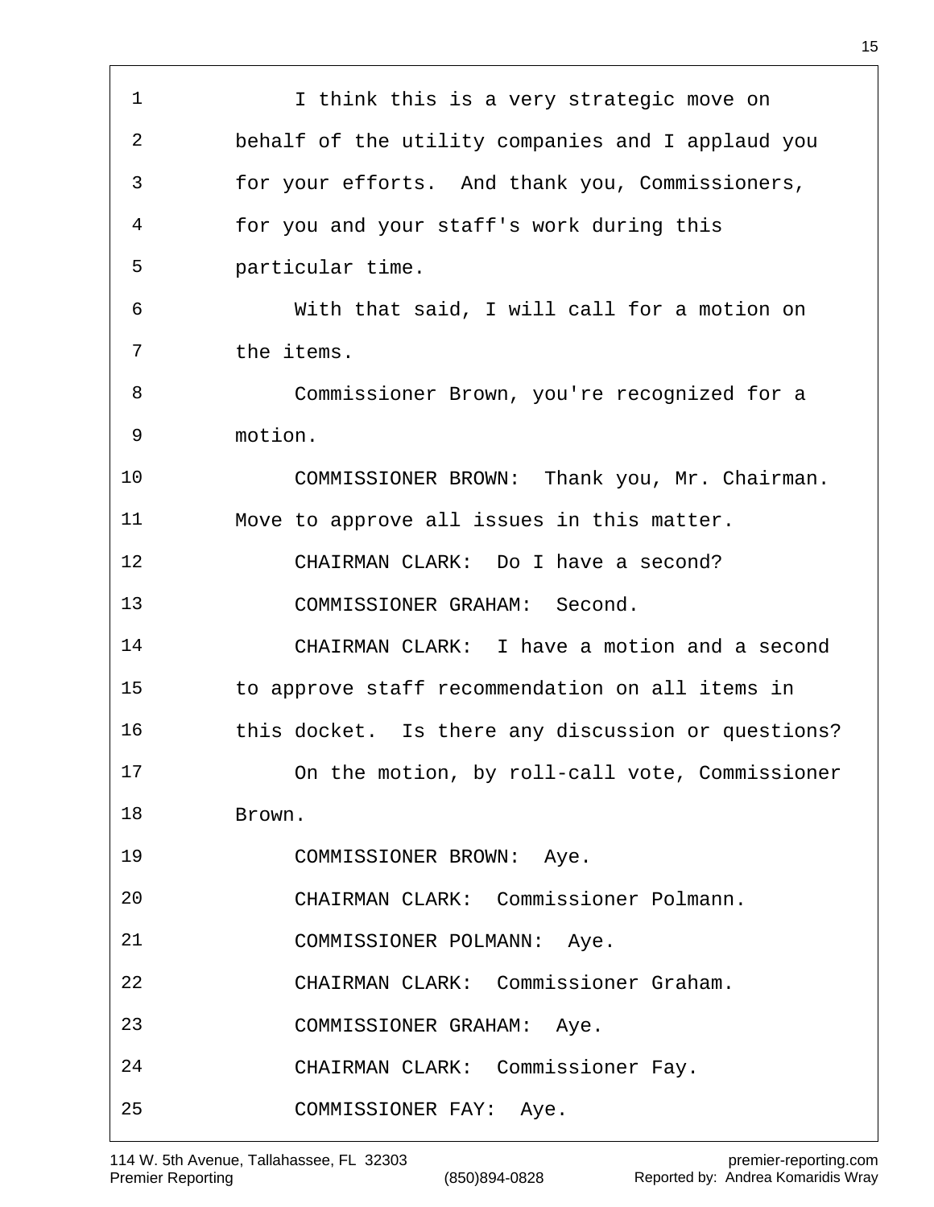I think this is a very strategic move on behalf of the utility companies and I applaud you for your efforts. And thank you, Commissioners, for you and your staff's work during this particular time.

With that said, I will call for a motion on the items.

Commissioner Brown, you're recognized for a motion.

COMMISSIONER BROWN: Thank you, Mr. Chairman. Move to approve all issues in this matter.

CHAIRMAN CLARK: Do I have a second?

COMMISSIONER GRAHAM: Second.

CHAIRMAN CLARK: I have a motion and a second to approve staff recommendation on all items in this docket. Is there any discussion or questions?

On the motion, by roll-call vote, Commissioner Brown.

COMMISSIONER BROWN: Aye.

CHAIRMAN CLARK: Commissioner Polmann.

COMMISSIONER POLMANN: Aye.

CHAIRMAN CLARK: Commissioner Graham.

COMMISSIONER GRAHAM: Aye.

CHAIRMAN CLARK: Commissioner Fay.

COMMISSIONER FAY: Aye.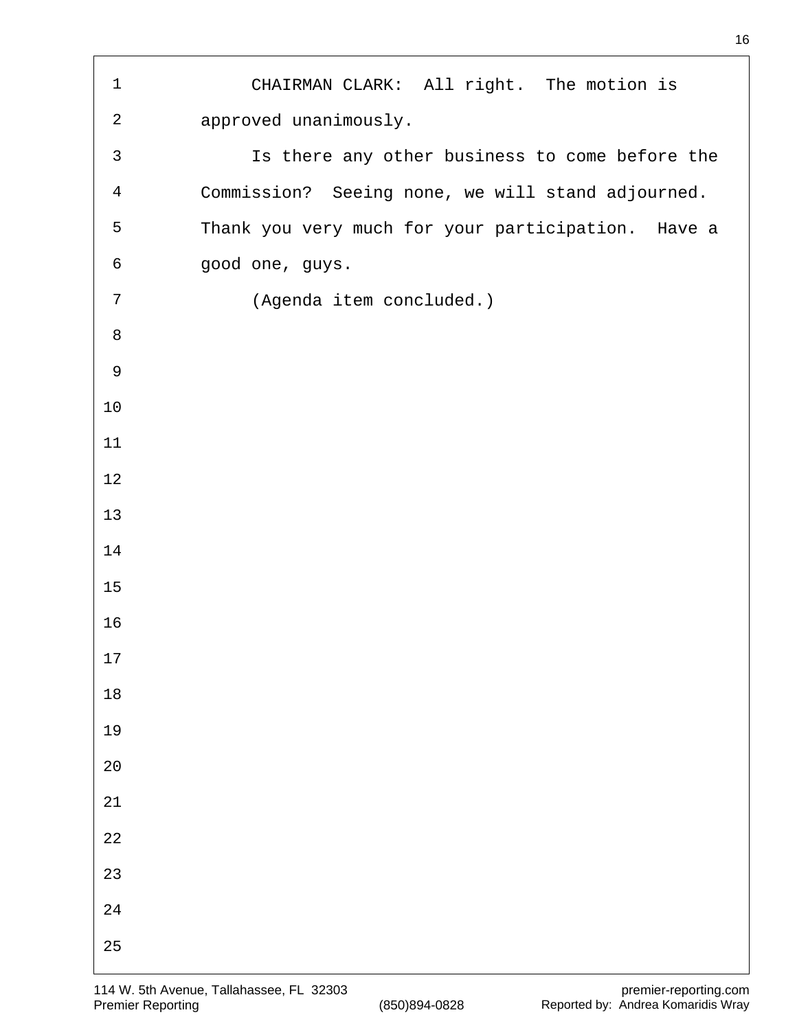CHAIRMAN CLARK: All right. The motion is approved unanimously.

Is there any other business to come before the Commission? Seeing none, we will stand adjourned. Thank you very much for your participation. Have a good one, guys.

(Agenda item concluded.)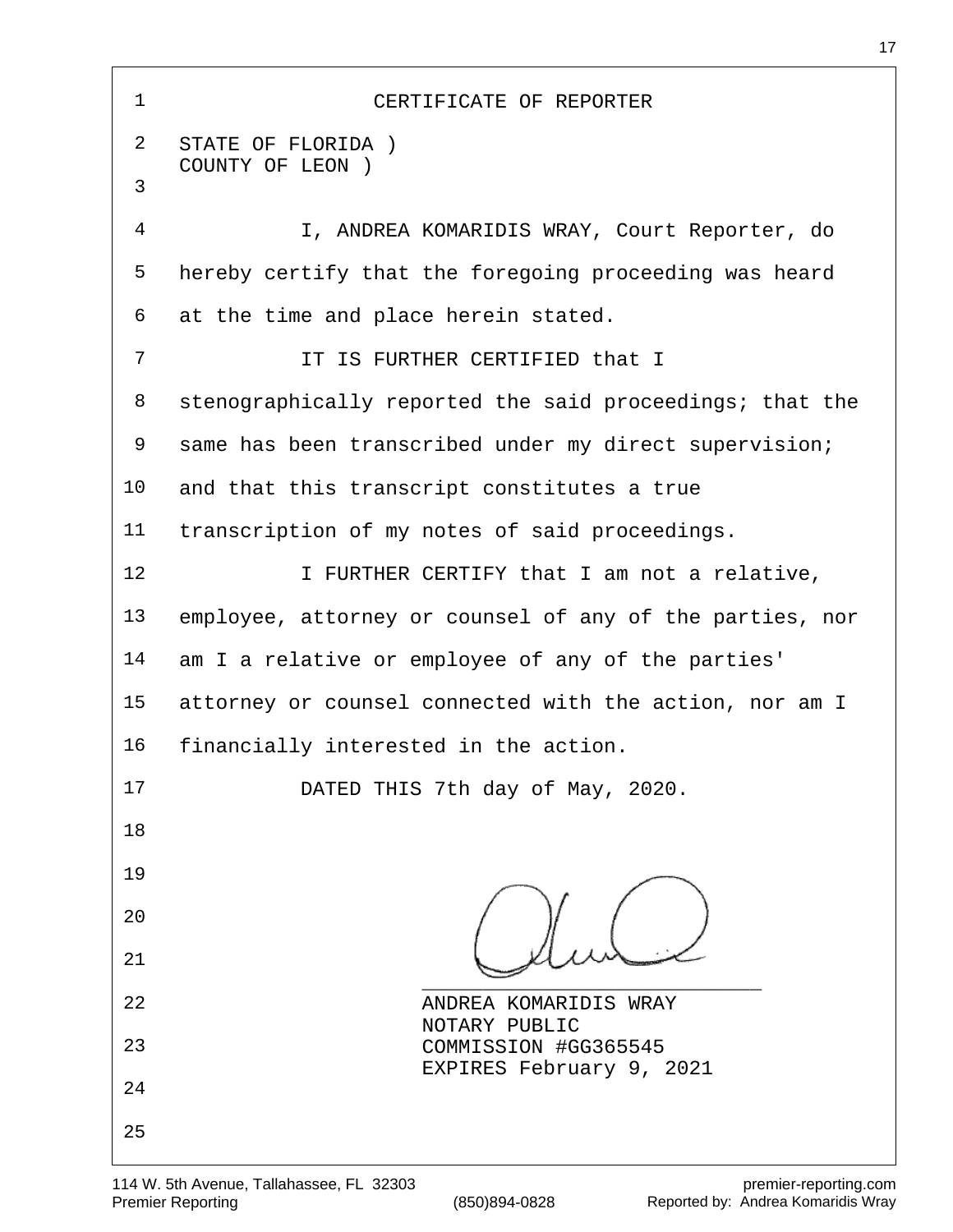# CERTIFICATE OF REPORTER

STATE OF FLORIDA )
COUNTY OF LEON )

I, ANDREA KOMARIDIS WRAY, Court Reporter, do hereby certify that the foregoing proceeding was heard at the time and place herein stated.

IT IS FURTHER CERTIFIED that I stenographically reported the said proceedings; that the same has been transcribed under my direct supervision; and that this transcript constitutes a true transcription of my notes of said proceedings.

I FURTHER CERTIFY that I am not a relative, employee, attorney or counsel of any of the parties, nor am I a relative or employee of any of the parties' attorney or counsel connected with the action, nor am I financially interested in the action.

DATED THIS 7th day of May, 2020.

\_\_\_\_\_\_\_\_\_\_\_\_\_\_\_\_\_\_\_\_\_\_\_\_\_\_\_\_

ANDREA KOMARIDIS WRAY
NOTARY PUBLIC
COMMISSION #GG365545
EXPIRES February 9, 2021